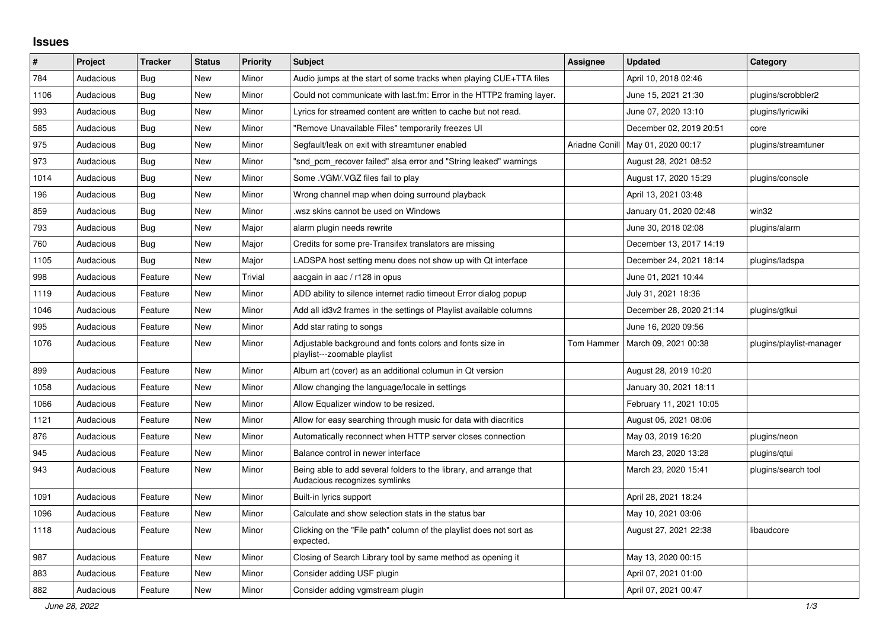# Issues

| # | Project | Tracker | Status | Priority | Subject | Assignee | Updated | Category |
|---|---|---|---|---|---|---|---|---|
| 784 | Audacious | Bug | New | Minor | Audio jumps at the start of some tracks when playing CUE+TTA files | | April 10, 2018 02:46 | |
| 1106 | Audacious | Bug | New | Minor | Could not communicate with last.fm: Error in the HTTP2 framing layer. | | June 15, 2021 21:30 | plugins/scrobbler2 |
| 993 | Audacious | Bug | New | Minor | Lyrics for streamed content are written to cache but not read. | | June 07, 2020 13:10 | plugins/lyricwiki |
| 585 | Audacious | Bug | New | Minor | "Remove Unavailable Files" temporarily freezes UI | | December 02, 2019 20:51 | core |
| 975 | Audacious | Bug | New | Minor | Segfault/leak on exit with streamtuner enabled | Ariadne Conill | May 01, 2020 00:17 | plugins/streamtuner |
| 973 | Audacious | Bug | New | Minor | "snd_pcm_recover failed" alsa error and "String leaked" warnings | | August 28, 2021 08:52 | |
| 1014 | Audacious | Bug | New | Minor | Some .VGM/.VGZ files fail to play | | August 17, 2020 15:29 | plugins/console |
| 196 | Audacious | Bug | New | Minor | Wrong channel map when doing surround playback | | April 13, 2021 03:48 | |
| 859 | Audacious | Bug | New | Minor | .wsz skins cannot be used on Windows | | January 01, 2020 02:48 | win32 |
| 793 | Audacious | Bug | New | Major | alarm plugin needs rewrite | | June 30, 2018 02:08 | plugins/alarm |
| 760 | Audacious | Bug | New | Major | Credits for some pre-Transifex translators are missing | | December 13, 2017 14:19 | |
| 1105 | Audacious | Bug | New | Major | LADSPA host setting menu does not show up with Qt interface | | December 24, 2021 18:14 | plugins/ladspa |
| 998 | Audacious | Feature | New | Trivial | aacgain in aac / r128 in opus | | June 01, 2021 10:44 | |
| 1119 | Audacious | Feature | New | Minor | ADD ability to silence internet radio timeout Error dialog popup | | July 31, 2021 18:36 | |
| 1046 | Audacious | Feature | New | Minor | Add all id3v2 frames in the settings of Playlist available columns | | December 28, 2020 21:14 | plugins/gtkui |
| 995 | Audacious | Feature | New | Minor | Add star rating to songs | | June 16, 2020 09:56 | |
| 1076 | Audacious | Feature | New | Minor | Adjustable background and fonts colors and fonts size in playlist---zoomable playlist | Tom Hammer | March 09, 2021 00:38 | plugins/playlist-manager |
| 899 | Audacious | Feature | New | Minor | Album art (cover) as an additional columun in Qt version | | August 28, 2019 10:20 | |
| 1058 | Audacious | Feature | New | Minor | Allow changing the language/locale in settings | | January 30, 2021 18:11 | |
| 1066 | Audacious | Feature | New | Minor | Allow Equalizer window to be resized. | | February 11, 2021 10:05 | |
| 1121 | Audacious | Feature | New | Minor | Allow for easy searching through music for data with diacritics | | August 05, 2021 08:06 | |
| 876 | Audacious | Feature | New | Minor | Automatically reconnect when HTTP server closes connection | | May 03, 2019 16:20 | plugins/neon |
| 945 | Audacious | Feature | New | Minor | Balance control in newer interface | | March 23, 2020 13:28 | plugins/qtui |
| 943 | Audacious | Feature | New | Minor | Being able to add several folders to the library, and arrange that Audacious recognizes symlinks | | March 23, 2020 15:41 | plugins/search tool |
| 1091 | Audacious | Feature | New | Minor | Built-in lyrics support | | April 28, 2021 18:24 | |
| 1096 | Audacious | Feature | New | Minor | Calculate and show selection stats in the status bar | | May 10, 2021 03:06 | |
| 1118 | Audacious | Feature | New | Minor | Clicking on the "File path" column of the playlist does not sort as expected. | | August 27, 2021 22:38 | libaudcore |
| 987 | Audacious | Feature | New | Minor | Closing of Search Library tool by same method as opening it | | May 13, 2020 00:15 | |
| 883 | Audacious | Feature | New | Minor | Consider adding USF plugin | | April 07, 2021 01:00 | |
| 882 | Audacious | Feature | New | Minor | Consider adding vgmstream plugin | | April 07, 2021 00:47 | |

*June 28, 2022*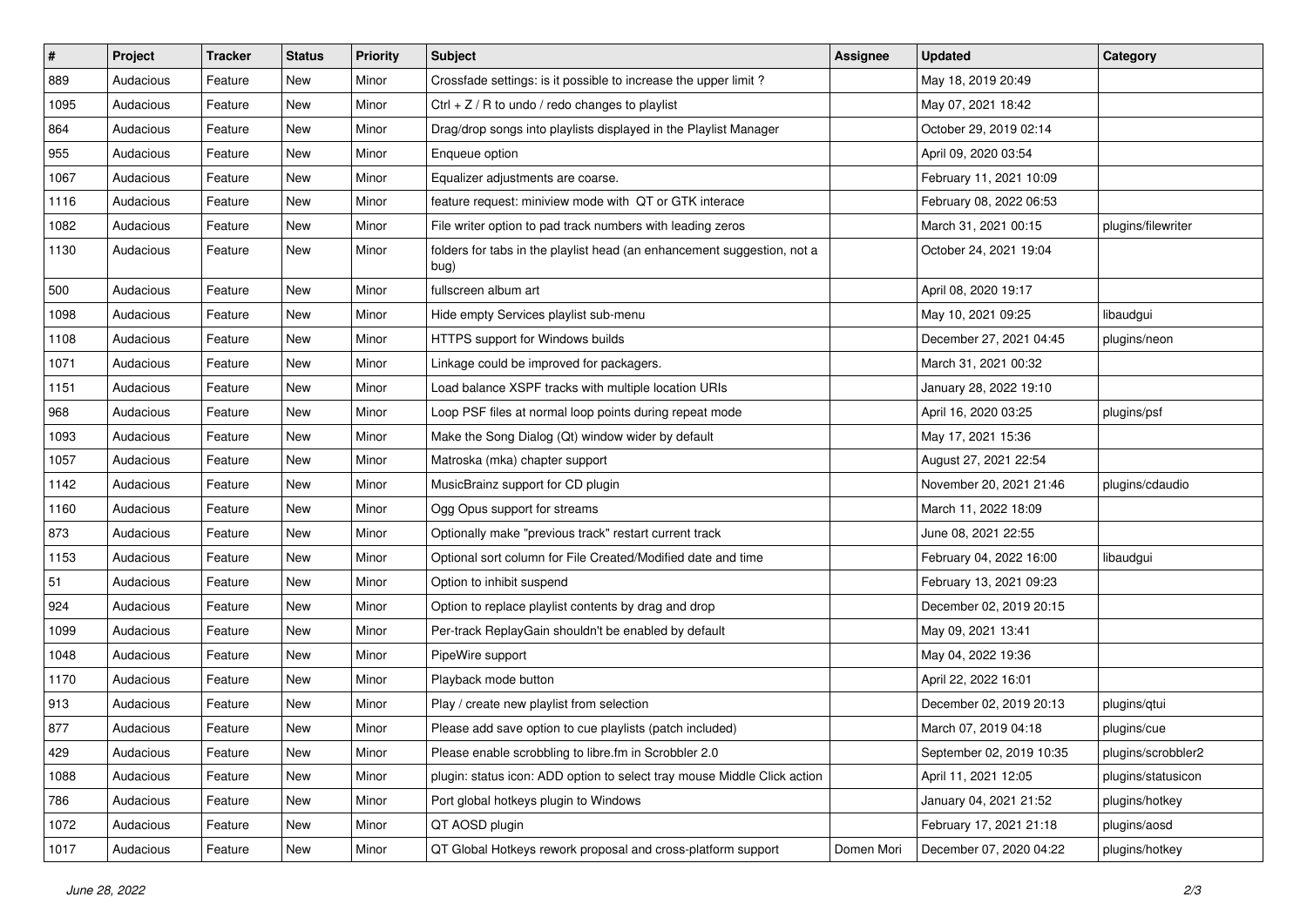| # | Project | Tracker | Status | Priority | Subject | Assignee | Updated | Category |
|---|---|---|---|---|---|---|---|---|
| 889 | Audacious | Feature | New | Minor | Crossfade settings: is it possible to increase the upper limit ? | | May 18, 2019 20:49 | |
| 1095 | Audacious | Feature | New | Minor | Ctrl + Z / R to undo / redo changes to playlist | | May 07, 2021 18:42 | |
| 864 | Audacious | Feature | New | Minor | Drag/drop songs into playlists displayed in the Playlist Manager | | October 29, 2019 02:14 | |
| 955 | Audacious | Feature | New | Minor | Enqueue option | | April 09, 2020 03:54 | |
| 1067 | Audacious | Feature | New | Minor | Equalizer adjustments are coarse. | | February 11, 2021 10:09 | |
| 1116 | Audacious | Feature | New | Minor | feature request: miniview mode with QT or GTK interace | | February 08, 2022 06:53 | |
| 1082 | Audacious | Feature | New | Minor | File writer option to pad track numbers with leading zeros | | March 31, 2021 00:15 | plugins/filewriter |
| 1130 | Audacious | Feature | New | Minor | folders for tabs in the playlist head (an enhancement suggestion, not a bug) | | October 24, 2021 19:04 | |
| 500 | Audacious | Feature | New | Minor | fullscreen album art | | April 08, 2020 19:17 | |
| 1098 | Audacious | Feature | New | Minor | Hide empty Services playlist sub-menu | | May 10, 2021 09:25 | libaudgui |
| 1108 | Audacious | Feature | New | Minor | HTTPS support for Windows builds | | December 27, 2021 04:45 | plugins/neon |
| 1071 | Audacious | Feature | New | Minor | Linkage could be improved for packagers. | | March 31, 2021 00:32 | |
| 1151 | Audacious | Feature | New | Minor | Load balance XSPF tracks with multiple location URIs | | January 28, 2022 19:10 | |
| 968 | Audacious | Feature | New | Minor | Loop PSF files at normal loop points during repeat mode | | April 16, 2020 03:25 | plugins/psf |
| 1093 | Audacious | Feature | New | Minor | Make the Song Dialog (Qt) window wider by default | | May 17, 2021 15:36 | |
| 1057 | Audacious | Feature | New | Minor | Matroska (mka) chapter support | | August 27, 2021 22:54 | |
| 1142 | Audacious | Feature | New | Minor | MusicBrainz support for CD plugin | | November 20, 2021 21:46 | plugins/cdaudio |
| 1160 | Audacious | Feature | New | Minor | Ogg Opus support for streams | | March 11, 2022 18:09 | |
| 873 | Audacious | Feature | New | Minor | Optionally make "previous track" restart current track | | June 08, 2021 22:55 | |
| 1153 | Audacious | Feature | New | Minor | Optional sort column for File Created/Modified date and time | | February 04, 2022 16:00 | libaudgui |
| 51 | Audacious | Feature | New | Minor | Option to inhibit suspend | | February 13, 2021 09:23 | |
| 924 | Audacious | Feature | New | Minor | Option to replace playlist contents by drag and drop | | December 02, 2019 20:15 | |
| 1099 | Audacious | Feature | New | Minor | Per-track ReplayGain shouldn't be enabled by default | | May 09, 2021 13:41 | |
| 1048 | Audacious | Feature | New | Minor | PipeWire support | | May 04, 2022 19:36 | |
| 1170 | Audacious | Feature | New | Minor | Playback mode button | | April 22, 2022 16:01 | |
| 913 | Audacious | Feature | New | Minor | Play / create new playlist from selection | | December 02, 2019 20:13 | plugins/qtui |
| 877 | Audacious | Feature | New | Minor | Please add save option to cue playlists (patch included) | | March 07, 2019 04:18 | plugins/cue |
| 429 | Audacious | Feature | New | Minor | Please enable scrobbling to libre.fm in Scrobbler 2.0 | | September 02, 2019 10:35 | plugins/scrobbler2 |
| 1088 | Audacious | Feature | New | Minor | plugin: status icon: ADD option to select tray mouse Middle Click action | | April 11, 2021 12:05 | plugins/statusicon |
| 786 | Audacious | Feature | New | Minor | Port global hotkeys plugin to Windows | | January 04, 2021 21:52 | plugins/hotkey |
| 1072 | Audacious | Feature | New | Minor | QT AOSD plugin | | February 17, 2021 21:18 | plugins/aosd |
| 1017 | Audacious | Feature | New | Minor | QT Global Hotkeys rework proposal and cross-platform support | Domen Mori | December 07, 2020 04:22 | plugins/hotkey |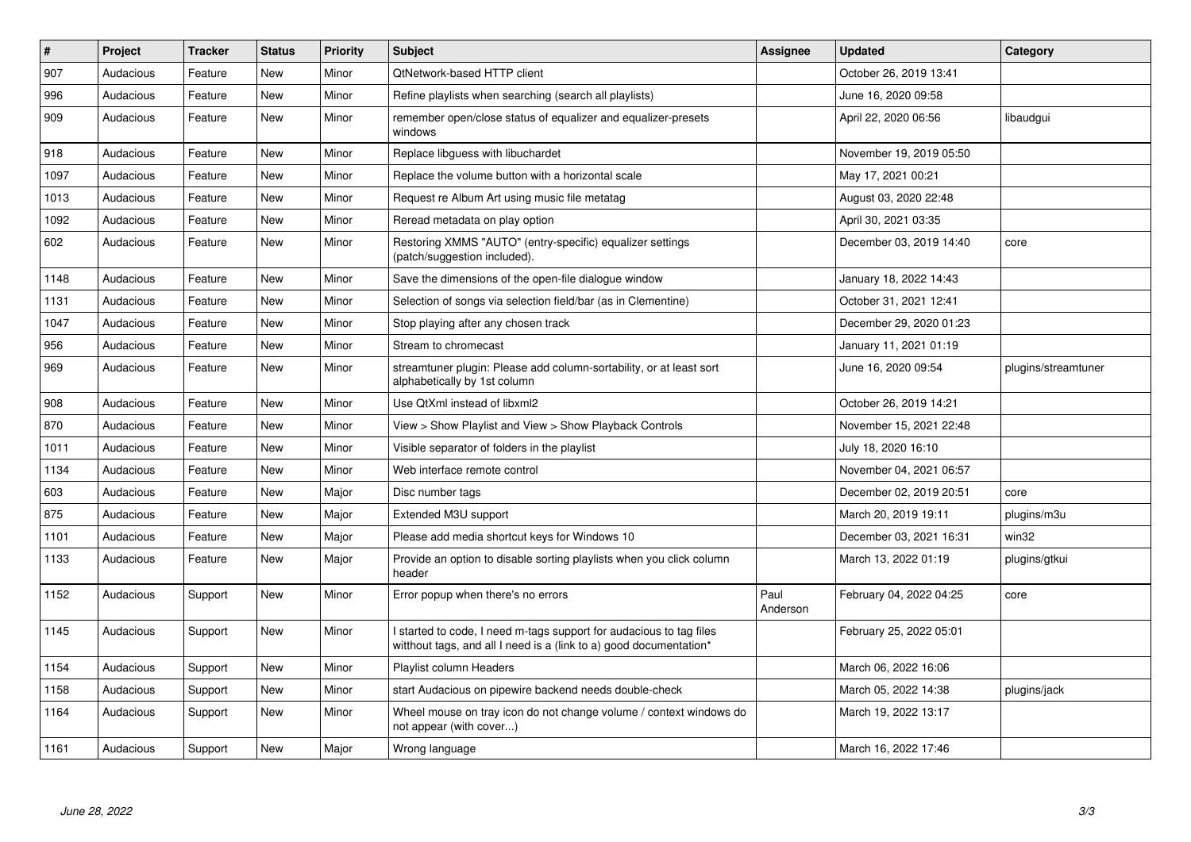| # | Project | Tracker | Status | Priority | Subject | Assignee | Updated | Category |
|---|---|---|---|---|---|---|---|---|
| 907 | Audacious | Feature | New | Minor | QtNetwork-based HTTP client | | October 26, 2019 13:41 | |
| 996 | Audacious | Feature | New | Minor | Refine playlists when searching (search all playlists) | | June 16, 2020 09:58 | |
| 909 | Audacious | Feature | New | Minor | remember open/close status of equalizer and equalizer-presets windows | | April 22, 2020 06:56 | libaudgui |
| 918 | Audacious | Feature | New | Minor | Replace libguess with libuchardet | | November 19, 2019 05:50 | |
| 1097 | Audacious | Feature | New | Minor | Replace the volume button with a horizontal scale | | May 17, 2021 00:21 | |
| 1013 | Audacious | Feature | New | Minor | Request re Album Art using music file metatag | | August 03, 2020 22:48 | |
| 1092 | Audacious | Feature | New | Minor | Reread metadata on play option | | April 30, 2021 03:35 | |
| 602 | Audacious | Feature | New | Minor | Restoring XMMS "AUTO" (entry-specific) equalizer settings (patch/suggestion included). | | December 03, 2019 14:40 | core |
| 1148 | Audacious | Feature | New | Minor | Save the dimensions of the open-file dialogue window | | January 18, 2022 14:43 | |
| 1131 | Audacious | Feature | New | Minor | Selection of songs via selection field/bar (as in Clementine) | | October 31, 2021 12:41 | |
| 1047 | Audacious | Feature | New | Minor | Stop playing after any chosen track | | December 29, 2020 01:23 | |
| 956 | Audacious | Feature | New | Minor | Stream to chromecast | | January 11, 2021 01:19 | |
| 969 | Audacious | Feature | New | Minor | streamtuner plugin: Please add column-sortability, or at least sort alphabetically by 1st column | | June 16, 2020 09:54 | plugins/streamtuner |
| 908 | Audacious | Feature | New | Minor | Use QtXml instead of libxml2 | | October 26, 2019 14:21 | |
| 870 | Audacious | Feature | New | Minor | View > Show Playlist and View > Show Playback Controls | | November 15, 2021 22:48 | |
| 1011 | Audacious | Feature | New | Minor | Visible separator of folders in the playlist | | July 18, 2020 16:10 | |
| 1134 | Audacious | Feature | New | Minor | Web interface remote control | | November 04, 2021 06:57 | |
| 603 | Audacious | Feature | New | Major | Disc number tags | | December 02, 2019 20:51 | core |
| 875 | Audacious | Feature | New | Major | Extended M3U support | | March 20, 2019 19:11 | plugins/m3u |
| 1101 | Audacious | Feature | New | Major | Please add media shortcut keys for Windows 10 | | December 03, 2021 16:31 | win32 |
| 1133 | Audacious | Feature | New | Major | Provide an option to disable sorting playlists when you click column header | | March 13, 2022 01:19 | plugins/gtkui |
| 1152 | Audacious | Support | New | Minor | Error popup when there's no errors | Paul Anderson | February 04, 2022 04:25 | core |
| 1145 | Audacious | Support | New | Minor | I started to code, I need m-tags support for audacious to tag files witthout tags, and all I need is a (link to a) good documentation* | | February 25, 2022 05:01 | |
| 1154 | Audacious | Support | New | Minor | Playlist column Headers | | March 06, 2022 16:06 | |
| 1158 | Audacious | Support | New | Minor | start Audacious on pipewire backend needs double-check | | March 05, 2022 14:38 | plugins/jack |
| 1164 | Audacious | Support | New | Minor | Wheel mouse on tray icon do not change volume / context windows do not appear (with cover...) | | March 19, 2022 13:17 | |
| 1161 | Audacious | Support | New | Major | Wrong language | | March 16, 2022 17:46 | |